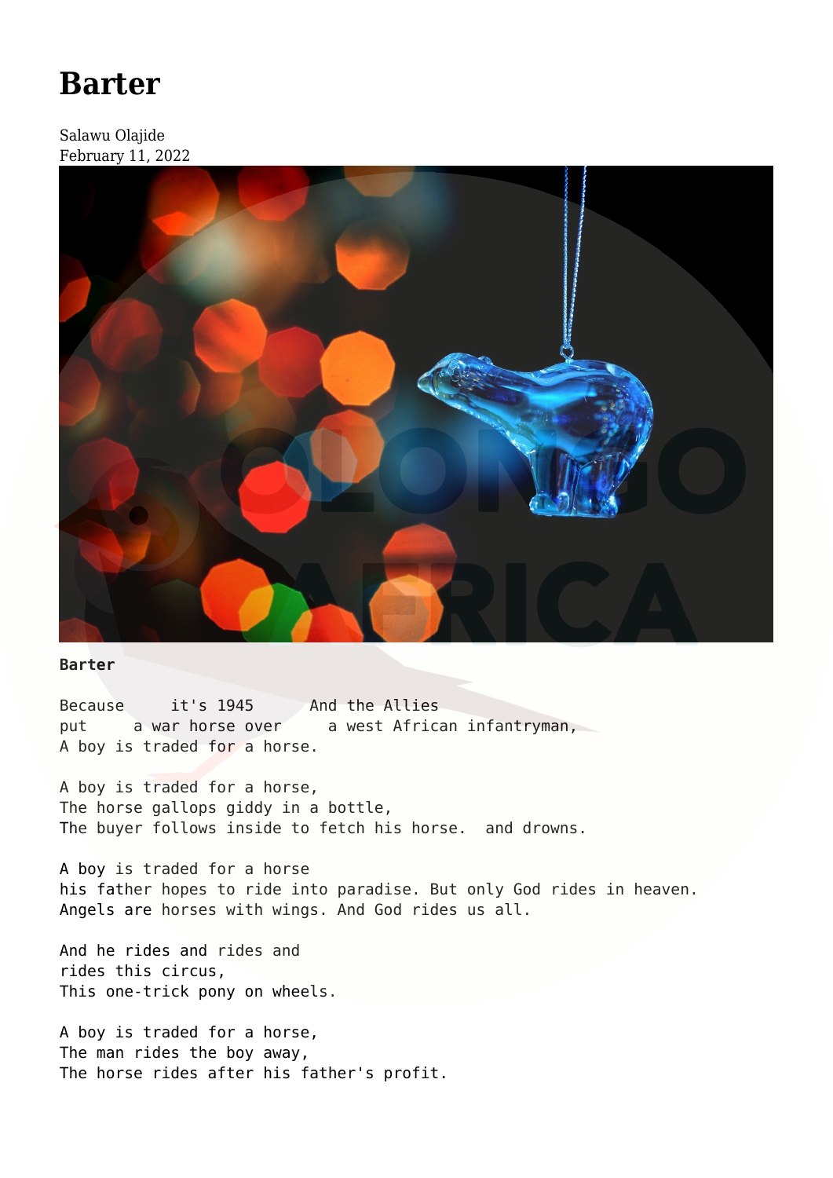# Barter

Salawu Olajide
February 11, 2022

```
Barter

Because     it's 1945      And the Allies
put     a war horse over     a west African infantryman,
A boy is traded for a horse.

A boy is traded for a horse,
The horse gallops giddy in a bottle,
The buyer follows inside to fetch his horse.  and drowns.

A boy is traded for a horse
his father hopes to ride into paradise. But only God rides in heaven.
Angels are horses with wings. And God rides us all.

And he rides and rides and
rides this circus,
This one-trick pony on wheels.

A boy is traded for a horse,
The man rides the boy away,
The horse rides after his father's profit.
```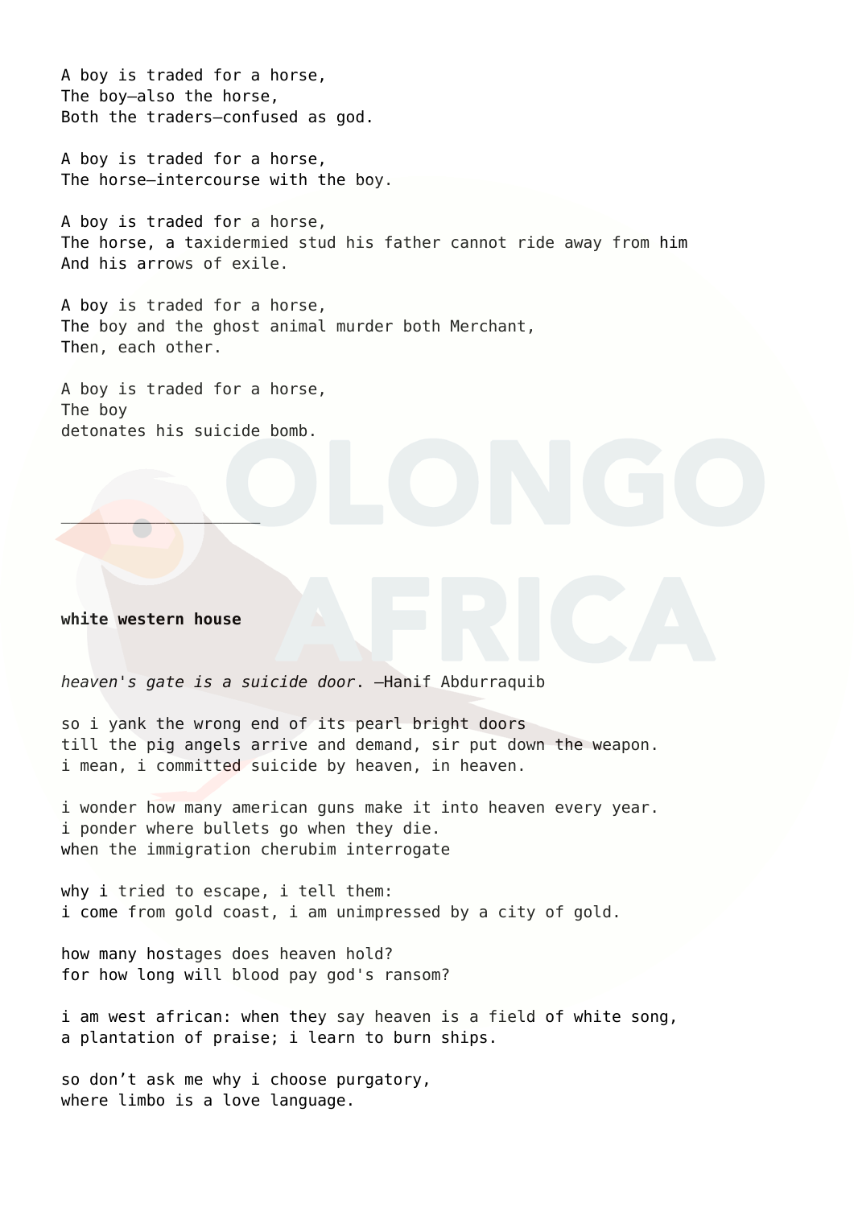A boy is traded for a horse,  
The boy—also the horse,  
Both the traders—confused as god.

A boy is traded for a horse,  
The horse—intercourse with the boy.

A boy is traded for a horse,  
The horse, a taxidermied stud his father cannot ride away from him  
And his arrows of exile.

A boy is traded for a horse,  
The boy and the ghost animal murder both Merchant,  
Then, each other.

A boy is traded for a horse,  
The boy  
detonates his suicide bomb.

---

**white western house**

*heaven's gate is a suicide door.* —Hanif Abdurraquib

so i yank the wrong end of its pearl bright doors  
till the pig angels arrive and demand, sir put down the weapon.  
i mean, i committed suicide by heaven, in heaven.

i wonder how many american guns make it into heaven every year.  
i ponder where bullets go when they die.  
when the immigration cherubim interrogate

why i tried to escape, i tell them:  
i come from gold coast, i am unimpressed by a city of gold.

how many hostages does heaven hold?  
for how long will blood pay god's ransom?

i am west african: when they say heaven is a field of white song,  
a plantation of praise; i learn to burn ships.

so don't ask me why i choose purgatory,  
where limbo is a love language.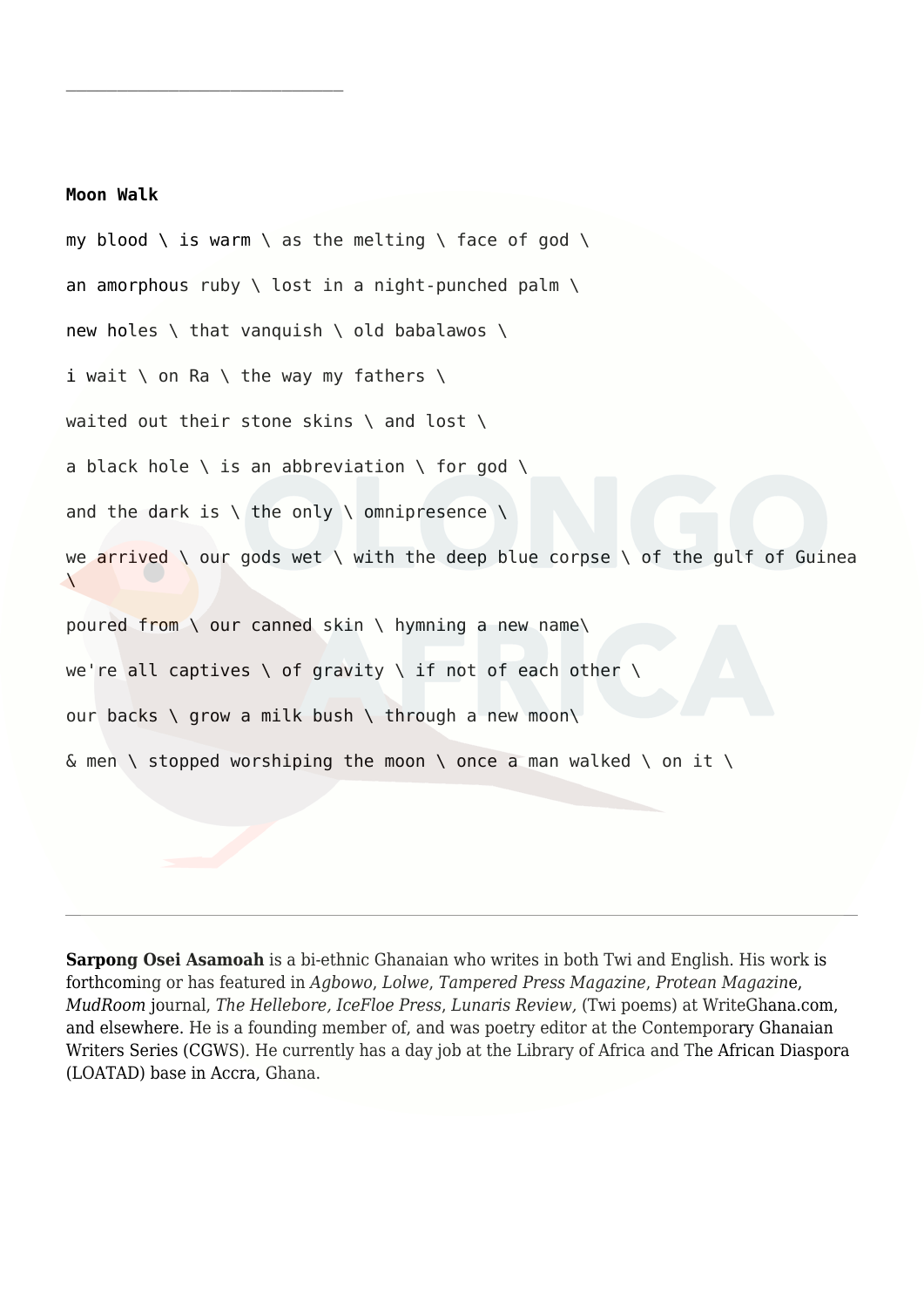---

**Moon Walk**

my blood \ is warm \ as the melting \ face of god \

an amorphous ruby \ lost in a night-punched palm \

new holes \ that vanquish \ old babalawos \

i wait \ on Ra \ the way my fathers \

waited out their stone skins \ and lost \

a black hole \ is an abbreviation \ for god \

and the dark is \ the only \ omnipresence \

we arrived \ our gods wet \ with the deep blue corpse \ of the gulf of Guinea \

poured from \ our canned skin \ hymning a new name\

we're all captives \ of gravity \ if not of each other \

our backs \ grow a milk bush \ through a new moon\

& men \ stopped worshiping the moon \ once a man walked \ on it \

---

**Sarpong Osei Asamoah** is a bi-ethnic Ghanaian who writes in both Twi and English. His work is forthcoming or has featured in *Agbowo*, *Lolwe*, *Tampered Press Magazine*, *Protean Magazine*, *MudRoom* journal, *The Hellebore, IceFloe Press*, *Lunaris Review,* (Twi poems) at WriteGhana.com, and elsewhere. He is a founding member of, and was poetry editor at the Contemporary Ghanaian Writers Series (CGWS). He currently has a day job at the Library of Africa and The African Diaspora (LOATAD) base in Accra, Ghana.